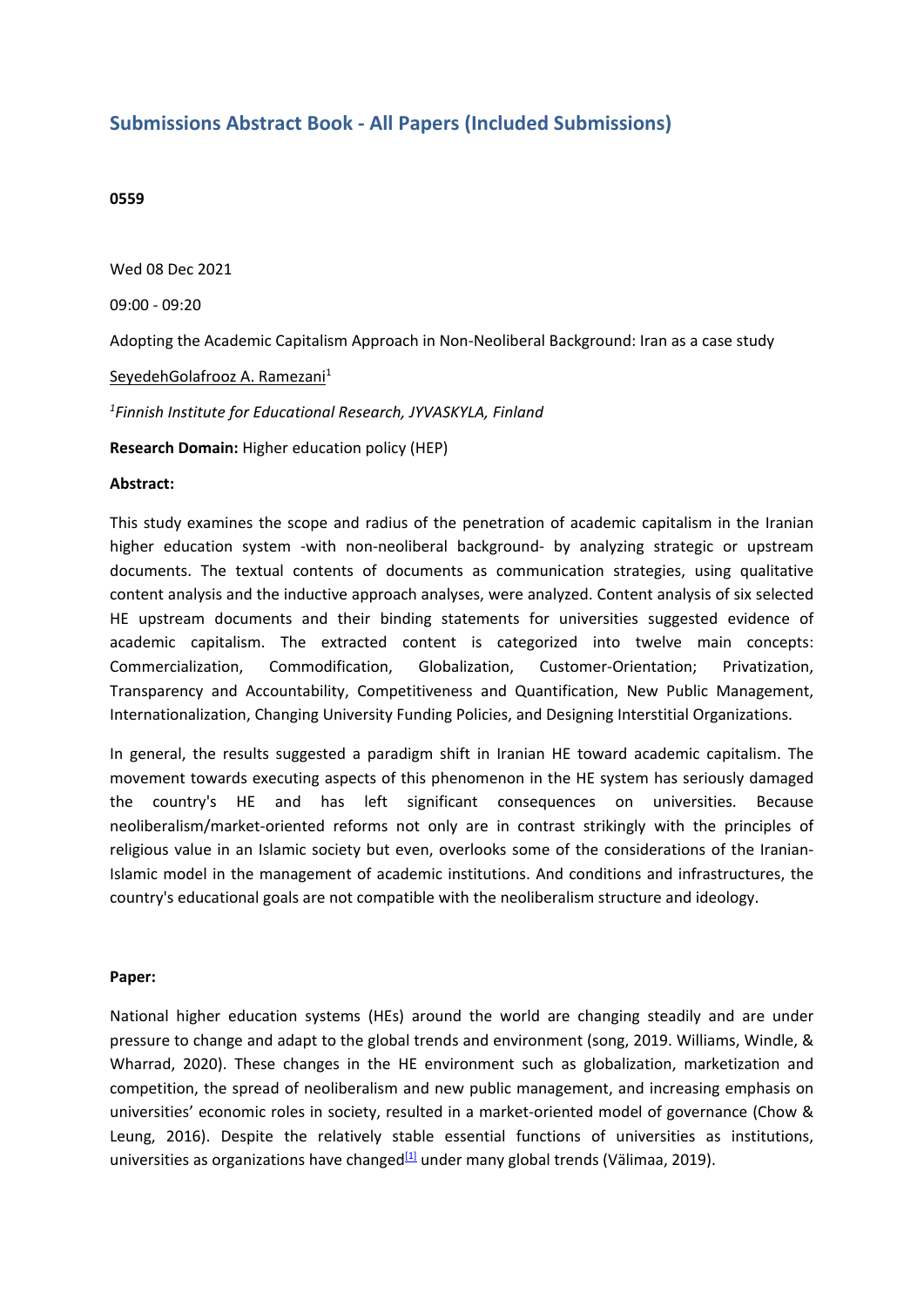# Submissions Abstract Book - All Papers (Included Submissions)

**0559**

Wed 08 Dec 2021

09:00 - 09:20

Adopting the Academic Capitalism Approach in Non-Neoliberal Background: Iran as a case study

SeyedehGolafrooz A. Ramezani[1]

*[1]Finnish Institute for Educational Research, JYVASKYLA, Finland*

**Research Domain:** Higher education policy (HEP)

**Abstract:**

This study examines the scope and radius of the penetration of academic capitalism in the Iranian higher education system -with non-neoliberal background- by analyzing strategic or upstream documents. The textual contents of documents as communication strategies, using qualitative content analysis and the inductive approach analyses, were analyzed. Content analysis of six selected HE upstream documents and their binding statements for universities suggested evidence of academic capitalism. The extracted content is categorized into twelve main concepts: Commercialization, Commodification, Globalization, Customer-Orientation; Privatization, Transparency and Accountability, Competitiveness and Quantification, New Public Management, Internationalization, Changing University Funding Policies, and Designing Interstitial Organizations.

In general, the results suggested a paradigm shift in Iranian HE toward academic capitalism. The movement towards executing aspects of this phenomenon in the HE system has seriously damaged the country's HE and has left significant consequences on universities. Because neoliberalism/market-oriented reforms not only are in contrast strikingly with the principles of religious value in an Islamic society but even, overlooks some of the considerations of the Iranian-Islamic model in the management of academic institutions. And conditions and infrastructures, the country's educational goals are not compatible with the neoliberalism structure and ideology.

**Paper:**

National higher education systems (HEs) around the world are changing steadily and are under pressure to change and adapt to the global trends and environment (song, 2019. Williams, Windle, & Wharrad, 2020). These changes in the HE environment such as globalization, marketization and competition, the spread of neoliberalism and new public management, and increasing emphasis on universities' economic roles in society, resulted in a market-oriented model of governance (Chow & Leung, 2016). Despite the relatively stable essential functions of universities as institutions, universities as organizations have changed[1] under many global trends (Välimaa, 2019).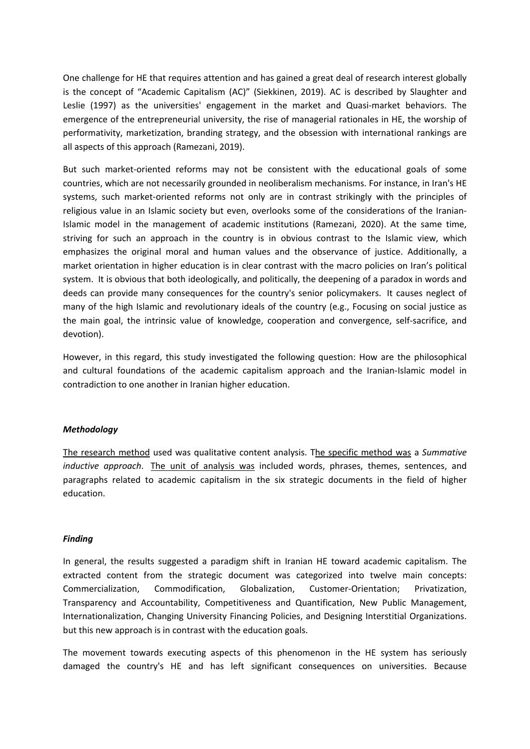One challenge for HE that requires attention and has gained a great deal of research interest globally is the concept of "Academic Capitalism (AC)" (Siekkinen, 2019). AC is described by Slaughter and Leslie (1997) as the universities' engagement in the market and Quasi-market behaviors. The emergence of the entrepreneurial university, the rise of managerial rationales in HE, the worship of performativity, marketization, branding strategy, and the obsession with international rankings are all aspects of this approach (Ramezani, 2019).

But such market-oriented reforms may not be consistent with the educational goals of some countries, which are not necessarily grounded in neoliberalism mechanisms. For instance, in Iran's HE systems, such market-oriented reforms not only are in contrast strikingly with the principles of religious value in an Islamic society but even, overlooks some of the considerations of the Iranian-Islamic model in the management of academic institutions (Ramezani, 2020). At the same time, striving for such an approach in the country is in obvious contrast to the Islamic view, which emphasizes the original moral and human values and the observance of justice. Additionally, a market orientation in higher education is in clear contrast with the macro policies on Iran's political system. It is obvious that both ideologically, and politically, the deepening of a paradox in words and deeds can provide many consequences for the country's senior policymakers. It causes neglect of many of the high Islamic and revolutionary ideals of the country (e.g., Focusing on social justice as the main goal, the intrinsic value of knowledge, cooperation and convergence, self-sacrifice, and devotion).

However, in this regard, this study investigated the following question: How are the philosophical and cultural foundations of the academic capitalism approach and the Iranian-Islamic model in contradiction to one another in Iranian higher education.

### *Methodology*

The research method used was qualitative content analysis. The specific method was a *Summative inductive approach*. The unit of analysis was included words, phrases, themes, sentences, and paragraphs related to academic capitalism in the six strategic documents in the field of higher education.

### *Finding*

In general, the results suggested a paradigm shift in Iranian HE toward academic capitalism. The extracted content from the strategic document was categorized into twelve main concepts: Commercialization, Commodification, Globalization, Customer-Orientation; Privatization, Transparency and Accountability, Competitiveness and Quantification, New Public Management, Internationalization, Changing University Financing Policies, and Designing Interstitial Organizations. but this new approach is in contrast with the education goals.

The movement towards executing aspects of this phenomenon in the HE system has seriously damaged the country's HE and has left significant consequences on universities. Because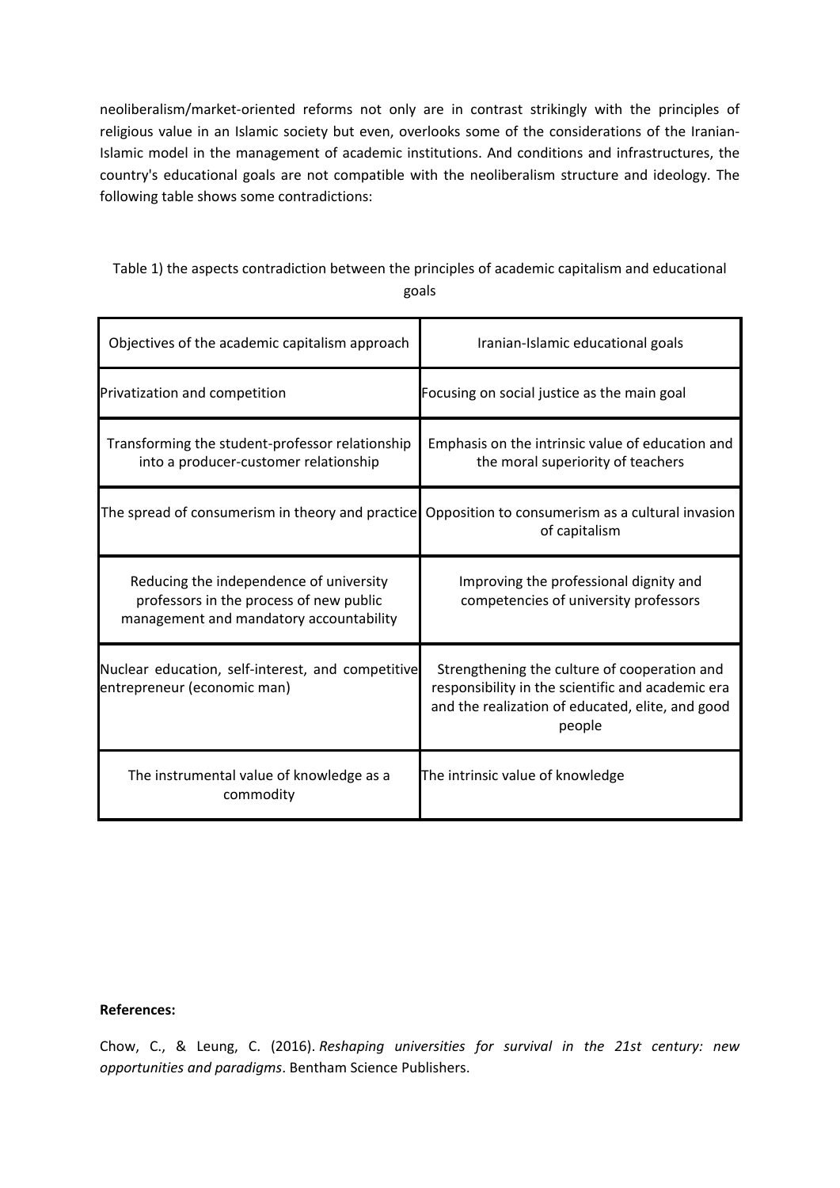neoliberalism/market-oriented reforms not only are in contrast strikingly with the principles of religious value in an Islamic society but even, overlooks some of the considerations of the Iranian-Islamic model in the management of academic institutions. And conditions and infrastructures, the country's educational goals are not compatible with the neoliberalism structure and ideology. The following table shows some contradictions:

Table 1) the aspects contradiction between the principles of academic capitalism and educational goals

| Objectives of the academic capitalism approach | Iranian-Islamic educational goals |
|---|---|
| Privatization and competition | Focusing on social justice as the main goal |
| Transforming the student-professor relationship into a producer-customer relationship | Emphasis on the intrinsic value of education and the moral superiority of teachers |
| The spread of consumerism in theory and practice | Opposition to consumerism as a cultural invasion of capitalism |
| Reducing the independence of university professors in the process of new public management and mandatory accountability | Improving the professional dignity and competencies of university professors |
| Nuclear education, self-interest, and competitive entrepreneur (economic man) | Strengthening the culture of cooperation and responsibility in the scientific and academic era and the realization of educated, elite, and good people |
| The instrumental value of knowledge as a commodity | The intrinsic value of knowledge |

**References:**

Chow, C., & Leung, C. (2016). *Reshaping universities for survival in the 21st century: new opportunities and paradigms*. Bentham Science Publishers.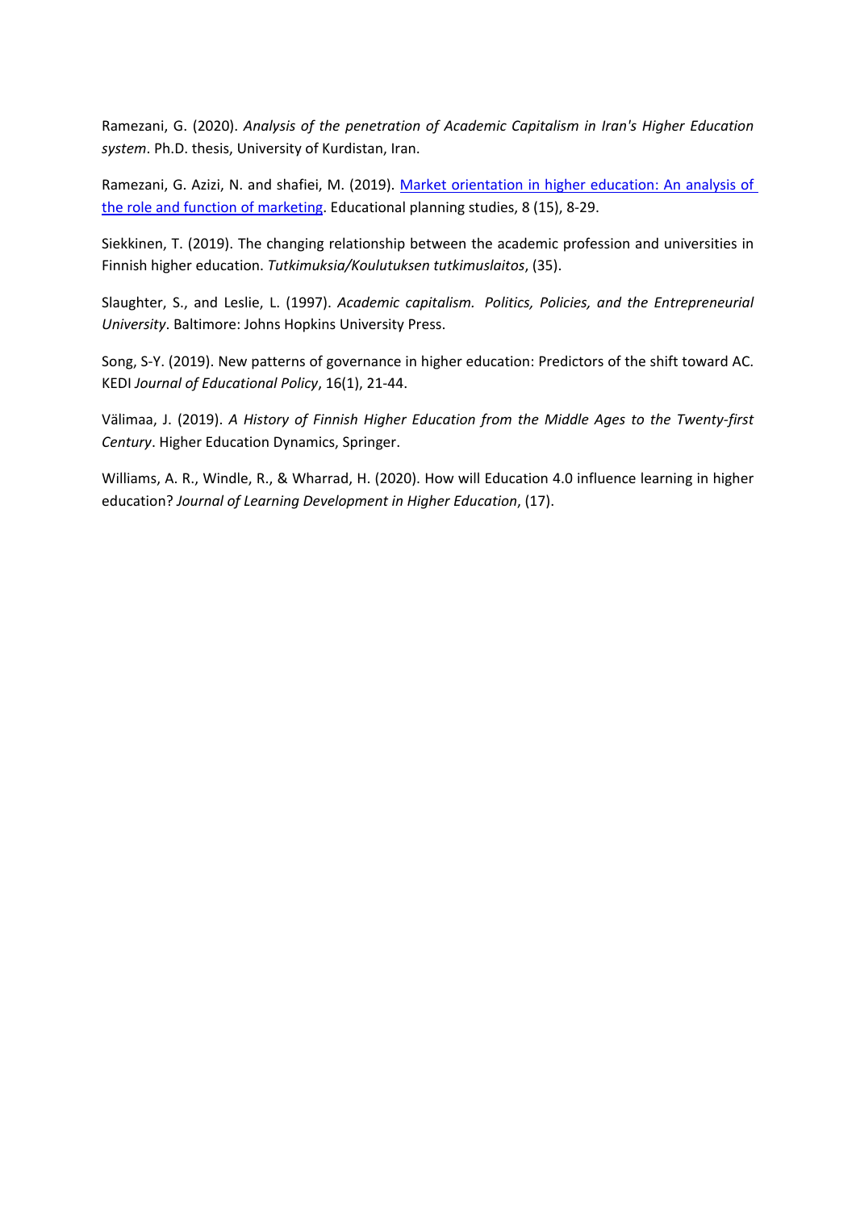Ramezani, G. (2020). *Analysis of the penetration of Academic Capitalism in Iran's Higher Education system*. Ph.D. thesis, University of Kurdistan, Iran.

Ramezani, G. Azizi, N. and shafiei, M. (2019). Market orientation in higher education: An analysis of the role and function of marketing. Educational planning studies, 8 (15), 8-29.

Siekkinen, T. (2019). The changing relationship between the academic profession and universities in Finnish higher education. *Tutkimuksia/Koulutuksen tutkimuslaitos*, (35).

Slaughter, S., and Leslie, L. (1997). *Academic capitalism. Politics, Policies, and the Entrepreneurial University*. Baltimore: Johns Hopkins University Press.

Song, S-Y. (2019). New patterns of governance in higher education: Predictors of the shift toward AC. KEDI *Journal of Educational Policy*, 16(1), 21-44.

Välimaa, J. (2019). *A History of Finnish Higher Education from the Middle Ages to the Twenty-first Century*. Higher Education Dynamics, Springer.

Williams, A. R., Windle, R., & Wharrad, H. (2020). How will Education 4.0 influence learning in higher education? *Journal of Learning Development in Higher Education*, (17).